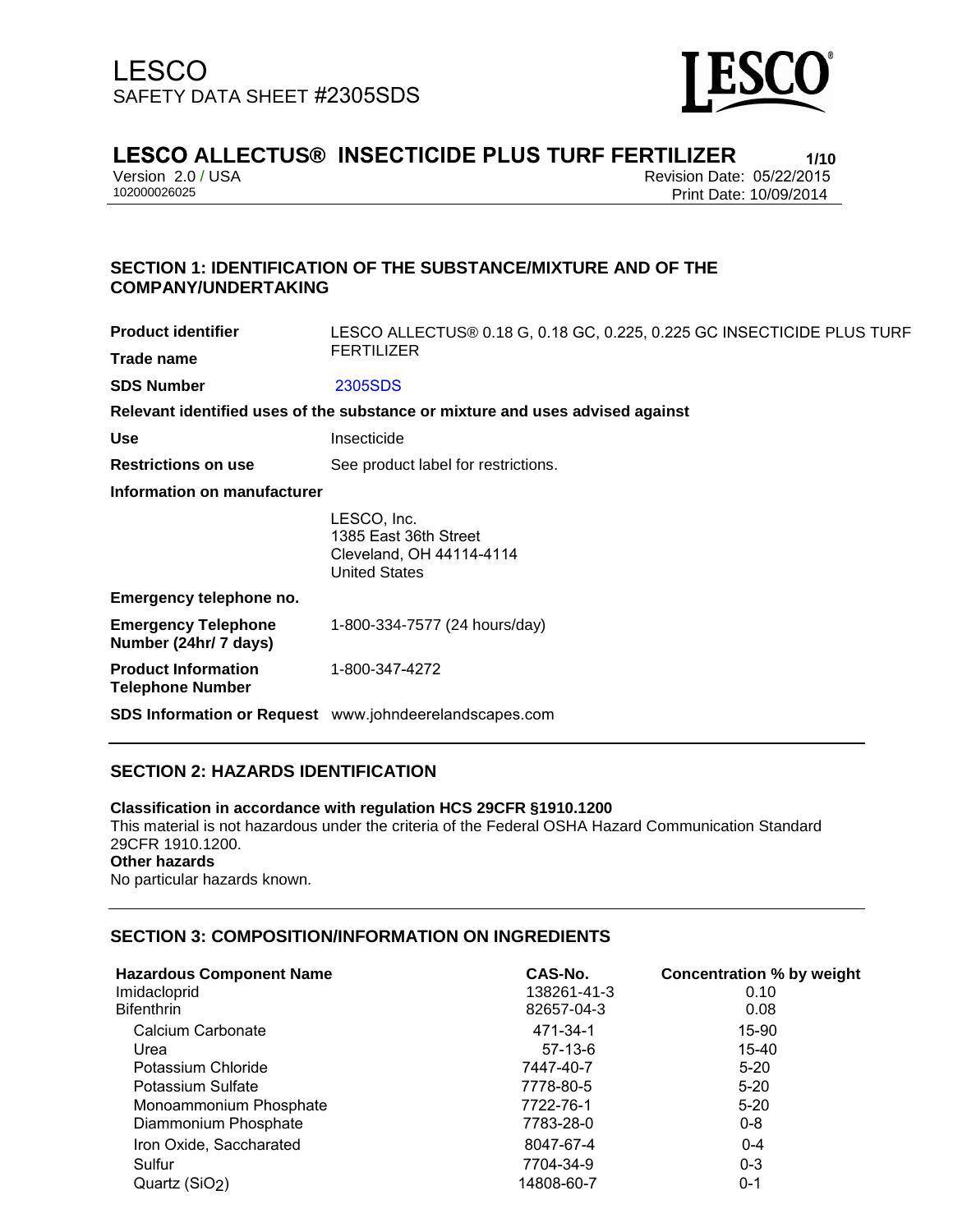LESCO
SAFETY DATA SHEET #2305SDS

# LESCO ALLECTUS® INSECTICIDE PLUS TURF FERTILIZER

Version 2.0 / USA
102000026025

Revision Date: 05/22/2015
Print Date: 10/09/2014

## SECTION 1: IDENTIFICATION OF THE SUBSTANCE/MIXTURE AND OF THE COMPANY/UNDERTAKING

**Product identifier**
**Trade name** LESCO ALLECTUS® 0.18 G, 0.18 GC, 0.225, 0.225 GC INSECTICIDE PLUS TURF FERTILIZER

**SDS Number** 2305SDS

**Relevant identified uses of the substance or mixture and uses advised against**

**Use** Insecticide

**Restrictions on use** See product label for restrictions.

**Information on manufacturer**

LESCO, Inc.
1385 East 36th Street
Cleveland, OH 44114-4114
United States

**Emergency telephone no.**

**Emergency Telephone Number (24hr/ 7 days)** 1-800-334-7577 (24 hours/day)

**Product Information Telephone Number** 1-800-347-4272

**SDS Information or Request** www.johndeerelandscapes.com

## SECTION 2: HAZARDS IDENTIFICATION

**Classification in accordance with regulation HCS 29CFR §1910.1200**
This material is not hazardous under the criteria of the Federal OSHA Hazard Communication Standard 29CFR 1910.1200.
**Other hazards**
No particular hazards known.

## SECTION 3: COMPOSITION/INFORMATION ON INGREDIENTS

| Hazardous Component Name | CAS-No. | Concentration % by weight |
|---|---|---|
| Imidacloprid | 138261-41-3 | 0.10 |
| Bifenthrin | 82657-04-3 | 0.08 |
| Calcium Carbonate | 471-34-1 | 15-90 |
| Urea | 57-13-6 | 15-40 |
| Potassium Chloride | 7447-40-7 | 5-20 |
| Potassium Sulfate | 7778-80-5 | 5-20 |
| Monoammonium Phosphate | 7722-76-1 | 5-20 |
| Diammonium Phosphate | 7783-28-0 | 0-8 |
| Iron Oxide, Saccharated | 8047-67-4 | 0-4 |
| Sulfur | 7704-34-9 | 0-3 |
| Quartz ($SiO_2$) | 14808-60-7 | 0-1 |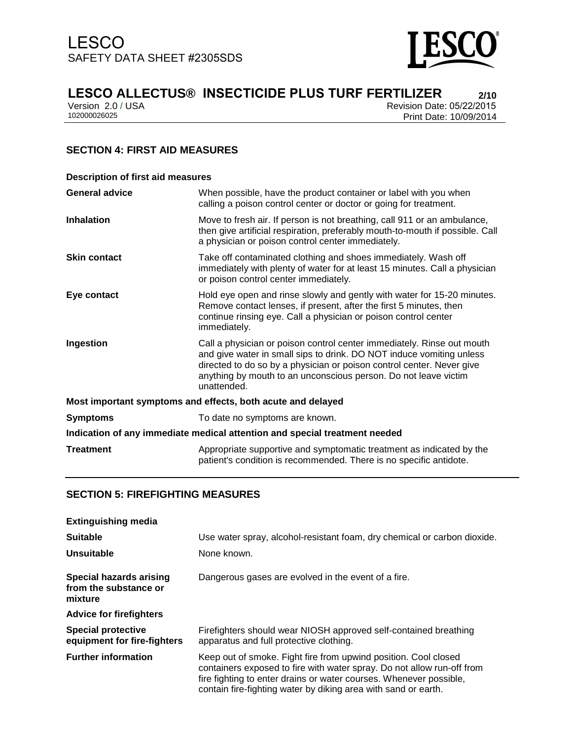## SECTION 4: FIRST AID MEASURES

**Description of first aid measures**

| | |
|---|---|
| **General advice** | When possible, have the product container or label with you when calling a poison control center or doctor or going for treatment. |
| **Inhalation** | Move to fresh air. If person is not breathing, call 911 or an ambulance, then give artificial respiration, preferably mouth-to-mouth if possible. Call a physician or poison control center immediately. |
| **Skin contact** | Take off contaminated clothing and shoes immediately. Wash off immediately with plenty of water for at least 15 minutes. Call a physician or poison control center immediately. |
| **Eye contact** | Hold eye open and rinse slowly and gently with water for 15-20 minutes. Remove contact lenses, if present, after the first 5 minutes, then continue rinsing eye. Call a physician or poison control center immediately. |
| **Ingestion** | Call a physician or poison control center immediately. Rinse out mouth and give water in small sips to drink. DO NOT induce vomiting unless directed to do so by a physician or poison control center. Never give anything by mouth to an unconscious person. Do not leave victim unattended. |

**Most important symptoms and effects, both acute and delayed**

| | |
|---|---|
| **Symptoms** | To date no symptoms are known. |

**Indication of any immediate medical attention and special treatment needed**

| | |
|---|---|
| **Treatment** | Appropriate supportive and symptomatic treatment as indicated by the patient's condition is recommended. There is no specific antidote. |

## SECTION 5: FIREFIGHTING MEASURES

**Extinguishing media**

| | |
|---|---|
| **Suitable** | Use water spray, alcohol-resistant foam, dry chemical or carbon dioxide. |
| **Unsuitable** | None known. |
| **Special hazards arising from the substance or mixture** | Dangerous gases are evolved in the event of a fire. |

**Advice for firefighters**

| | |
|---|---|
| **Special protective equipment for fire-fighters** | Firefighters should wear NIOSH approved self-contained breathing apparatus and full protective clothing. |
| **Further information** | Keep out of smoke. Fight fire from upwind position. Cool closed containers exposed to fire with water spray. Do not allow run-off from fire fighting to enter drains or water courses. Whenever possible, contain fire-fighting water by diking area with sand or earth. |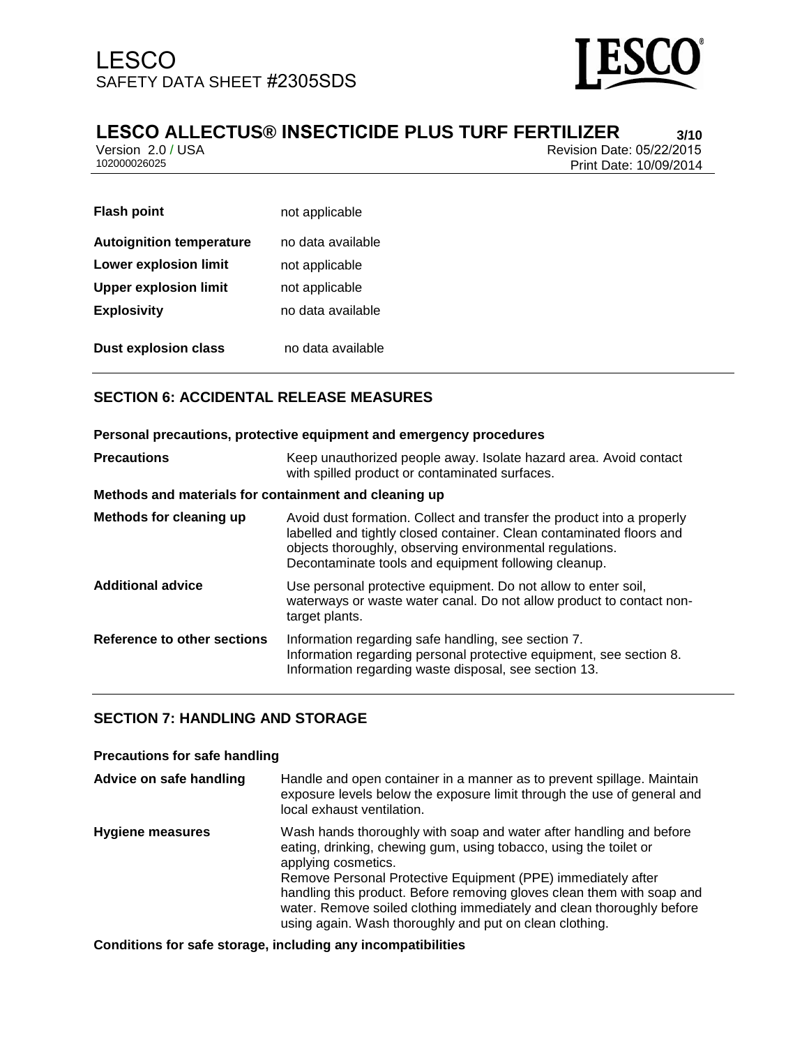| | |
|---|---|
| **Flash point** | not applicable |
| **Autoignition temperature** | no data available |
| **Lower explosion limit** | not applicable |
| **Upper explosion limit** | not applicable |
| **Explosivity** | no data available |
| **Dust explosion class** | no data available |

## SECTION 6: ACCIDENTAL RELEASE MEASURES

**Personal precautions, protective equipment and emergency procedures**

| | |
|---|---|
| **Precautions** | Keep unauthorized people away. Isolate hazard area. Avoid contact with spilled product or contaminated surfaces. |

**Methods and materials for containment and cleaning up**

| | |
|---|---|
| **Methods for cleaning up** | Avoid dust formation. Collect and transfer the product into a properly labelled and tightly closed container. Clean contaminated floors and objects thoroughly, observing environmental regulations. Decontaminate tools and equipment following cleanup. |
| **Additional advice** | Use personal protective equipment. Do not allow to enter soil, waterways or waste water canal. Do not allow product to contact non-target plants. |
| **Reference to other sections** | Information regarding safe handling, see section 7.<br>Information regarding personal protective equipment, see section 8.<br>Information regarding waste disposal, see section 13. |

## SECTION 7: HANDLING AND STORAGE

**Precautions for safe handling**

| | |
|---|---|
| **Advice on safe handling** | Handle and open container in a manner as to prevent spillage. Maintain exposure levels below the exposure limit through the use of general and local exhaust ventilation. |
| **Hygiene measures** | Wash hands thoroughly with soap and water after handling and before eating, drinking, chewing gum, using tobacco, using the toilet or applying cosmetics.<br>Remove Personal Protective Equipment (PPE) immediately after handling this product. Before removing gloves clean them with soap and water. Remove soiled clothing immediately and clean thoroughly before using again. Wash thoroughly and put on clean clothing. |

**Conditions for safe storage, including any incompatibilities**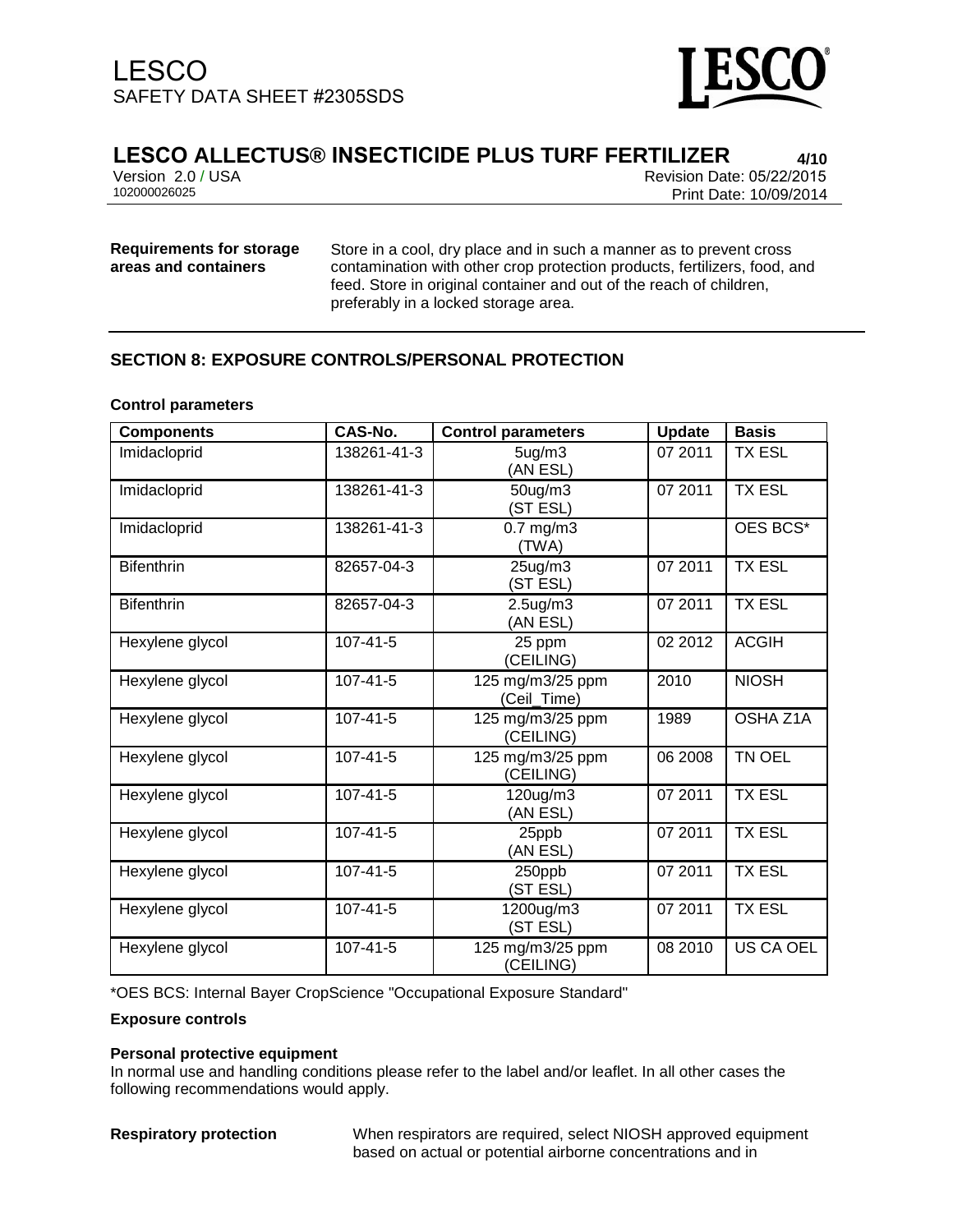**Requirements for storage areas and containers**

Store in a cool, dry place and in such a manner as to prevent cross contamination with other crop protection products, fertilizers, food, and feed. Store in original container and out of the reach of children, preferably in a locked storage area.

## SECTION 8: EXPOSURE CONTROLS/PERSONAL PROTECTION

**Control parameters**

| Components | CAS-No. | Control parameters | Update | Basis |
|---|---|---|---|---|
| Imidacloprid | 138261-41-3 | 5ug/m3 (AN ESL) | 07 2011 | TX ESL |
| Imidacloprid | 138261-41-3 | 50ug/m3 (ST ESL) | 07 2011 | TX ESL |
| Imidacloprid | 138261-41-3 | 0.7 mg/m3 (TWA) | | OES BCS* |
| Bifenthrin | 82657-04-3 | 25ug/m3 (ST ESL) | 07 2011 | TX ESL |
| Bifenthrin | 82657-04-3 | 2.5ug/m3 (AN ESL) | 07 2011 | TX ESL |
| Hexylene glycol | 107-41-5 | 25 ppm (CEILING) | 02 2012 | ACGIH |
| Hexylene glycol | 107-41-5 | 125 mg/m3/25 ppm (Ceil_Time) | 2010 | NIOSH |
| Hexylene glycol | 107-41-5 | 125 mg/m3/25 ppm (CEILING) | 1989 | OSHA Z1A |
| Hexylene glycol | 107-41-5 | 125 mg/m3/25 ppm (CEILING) | 06 2008 | TN OEL |
| Hexylene glycol | 107-41-5 | 120ug/m3 (AN ESL) | 07 2011 | TX ESL |
| Hexylene glycol | 107-41-5 | 25ppb (AN ESL) | 07 2011 | TX ESL |
| Hexylene glycol | 107-41-5 | 250ppb (ST ESL) | 07 2011 | TX ESL |
| Hexylene glycol | 107-41-5 | 1200ug/m3 (ST ESL) | 07 2011 | TX ESL |
| Hexylene glycol | 107-41-5 | 125 mg/m3/25 ppm (CEILING) | 08 2010 | US CA OEL |

*OES BCS: Internal Bayer CropScience "Occupational Exposure Standard"

**Exposure controls**

**Personal protective equipment**

In normal use and handling conditions please refer to the label and/or leaflet. In all other cases the following recommendations would apply.

**Respiratory protection**

When respirators are required, select NIOSH approved equipment based on actual or potential airborne concentrations and in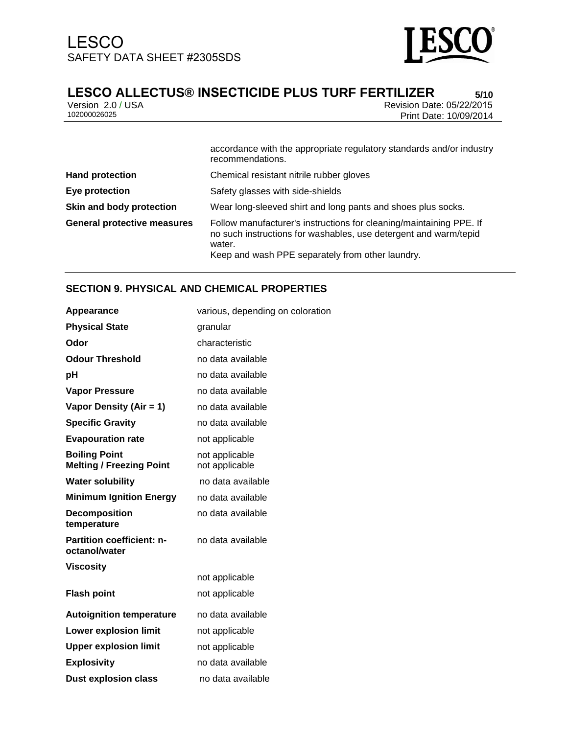| | |
|---|---|
| | accordance with the appropriate regulatory standards and/or industry recommendations. |
| **Hand protection** | Chemical resistant nitrile rubber gloves |
| **Eye protection** | Safety glasses with side-shields |
| **Skin and body protection** | Wear long-sleeved shirt and long pants and shoes plus socks. |
| **General protective measures** | Follow manufacturer's instructions for cleaning/maintaining PPE. If no such instructions for washables, use detergent and warm/tepid water.<br>Keep and wash PPE separately from other laundry. |

## SECTION 9. PHYSICAL AND CHEMICAL PROPERTIES

| | |
|---|---|
| **Appearance** | various, depending on coloration |
| **Physical State** | granular |
| **Odor** | characteristic |
| **Odour Threshold** | no data available |
| **pH** | no data available |
| **Vapor Pressure** | no data available |
| **Vapor Density (Air = 1)** | no data available |
| **Specific Gravity** | no data available |
| **Evapouration rate** | not applicable |
| **Boiling Point** | not applicable |
| **Melting / Freezing Point** | not applicable |
| **Water solubility** | no data available |
| **Minimum Ignition Energy** | no data available |
| **Decomposition temperature** | no data available |
| **Partition coefficient: n-octanol/water** | no data available |
| **Viscosity** | not applicable |
| **Flash point** | not applicable |
| **Autoignition temperature** | no data available |
| **Lower explosion limit** | not applicable |
| **Upper explosion limit** | not applicable |
| **Explosivity** | no data available |
| **Dust explosion class** | no data available |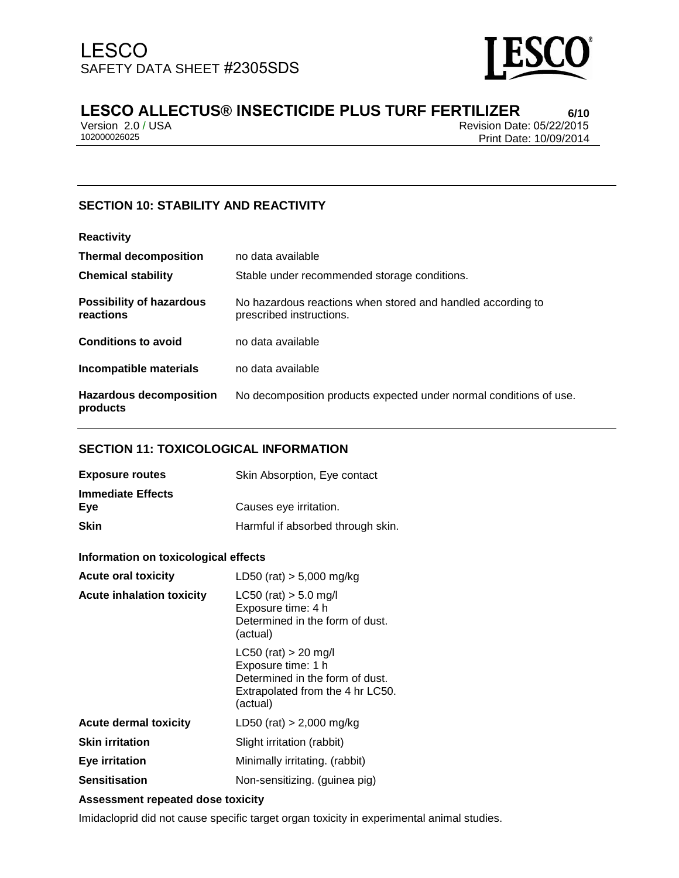## SECTION 10: STABILITY AND REACTIVITY

**Reactivity**

| | |
|---|---|
| **Thermal decomposition** | no data available |
| **Chemical stability** | Stable under recommended storage conditions. |
| **Possibility of hazardous reactions** | No hazardous reactions when stored and handled according to prescribed instructions. |
| **Conditions to avoid** | no data available |
| **Incompatible materials** | no data available |
| **Hazardous decomposition products** | No decomposition products expected under normal conditions of use. |

## SECTION 11: TOXICOLOGICAL INFORMATION

| | |
|---|---|
| **Exposure routes** | Skin Absorption, Eye contact |
| **Immediate Effects** | |
| **Eye** | Causes eye irritation. |
| **Skin** | Harmful if absorbed through skin. |

**Information on toxicological effects**

| | |
|---|---|
| **Acute oral toxicity** | LD50 (rat) > 5,000 mg/kg |
| **Acute inhalation toxicity** | LC50 (rat) > 5.0 mg/l<br>Exposure time: 4 h<br>Determined in the form of dust.<br>(actual) |
| | LC50 (rat) > 20 mg/l<br>Exposure time: 1 h<br>Determined in the form of dust.<br>Extrapolated from the 4 hr LC50.<br>(actual) |
| **Acute dermal toxicity** | LD50 (rat) > 2,000 mg/kg |
| **Skin irritation** | Slight irritation (rabbit) |
| **Eye irritation** | Minimally irritating. (rabbit) |
| **Sensitisation** | Non-sensitizing. (guinea pig) |

**Assessment repeated dose toxicity**

Imidacloprid did not cause specific target organ toxicity in experimental animal studies.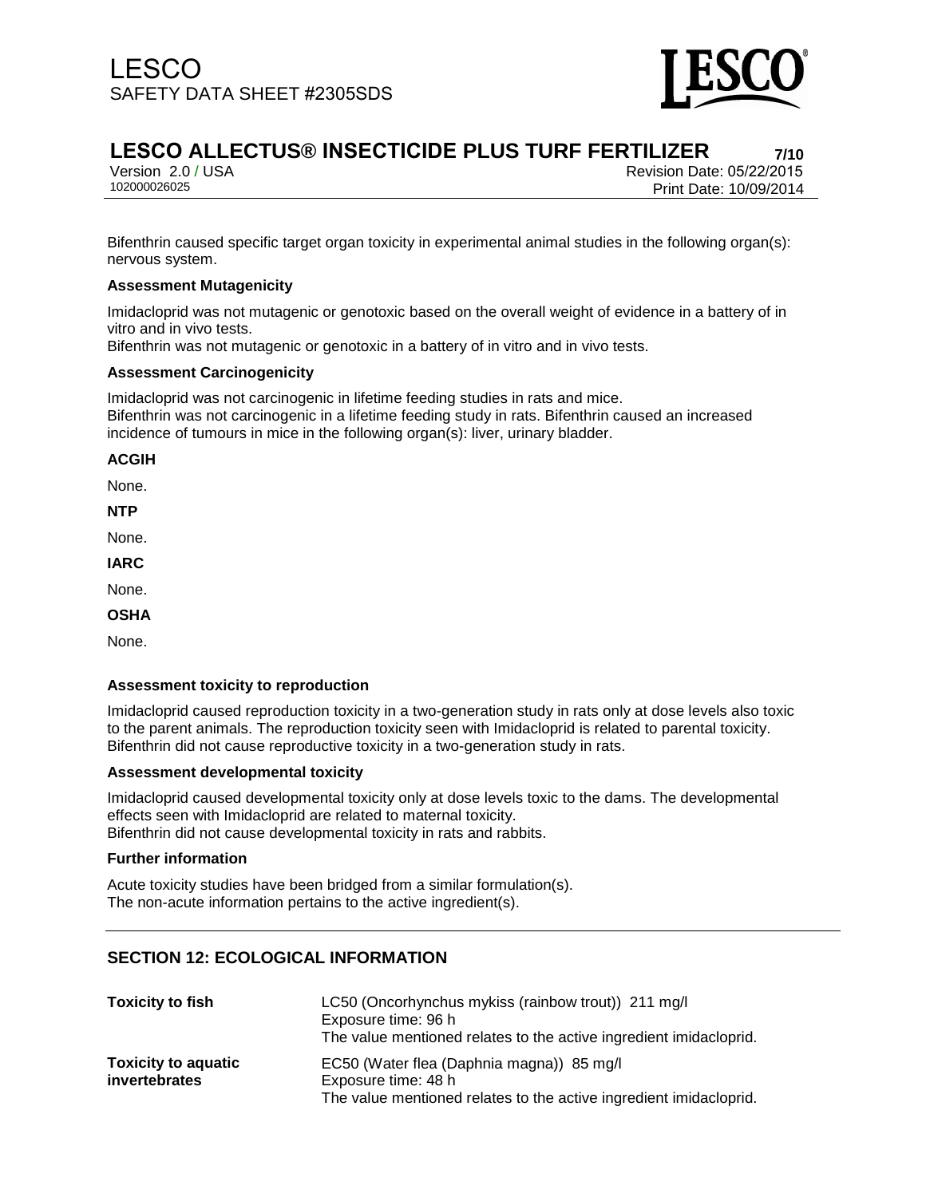Bifenthrin caused specific target organ toxicity in experimental animal studies in the following organ(s): nervous system.

**Assessment Mutagenicity**

Imidacloprid was not mutagenic or genotoxic based on the overall weight of evidence in a battery of in vitro and in vivo tests.
Bifenthrin was not mutagenic or genotoxic in a battery of in vitro and in vivo tests.

**Assessment Carcinogenicity**

Imidacloprid was not carcinogenic in lifetime feeding studies in rats and mice.
Bifenthrin was not carcinogenic in a lifetime feeding study in rats. Bifenthrin caused an increased incidence of tumours in mice in the following organ(s): liver, urinary bladder.

**ACGIH**

None.

**NTP**

None.

**IARC**

None.

**OSHA**

None.

**Assessment toxicity to reproduction**

Imidacloprid caused reproduction toxicity in a two-generation study in rats only at dose levels also toxic to the parent animals. The reproduction toxicity seen with Imidacloprid is related to parental toxicity.
Bifenthrin did not cause reproductive toxicity in a two-generation study in rats.

**Assessment developmental toxicity**

Imidacloprid caused developmental toxicity only at dose levels toxic to the dams. The developmental effects seen with Imidacloprid are related to maternal toxicity.
Bifenthrin did not cause developmental toxicity in rats and rabbits.

**Further information**

Acute toxicity studies have been bridged from a similar formulation(s).
The non-acute information pertains to the active ingredient(s).

## SECTION 12: ECOLOGICAL INFORMATION

| | |
|---|---|
| **Toxicity to fish** | LC50 (Oncorhynchus mykiss (rainbow trout)) 211 mg/l<br>Exposure time: 96 h<br>The value mentioned relates to the active ingredient imidacloprid. |
| **Toxicity to aquatic invertebrates** | EC50 (Water flea (Daphnia magna)) 85 mg/l<br>Exposure time: 48 h<br>The value mentioned relates to the active ingredient imidacloprid. |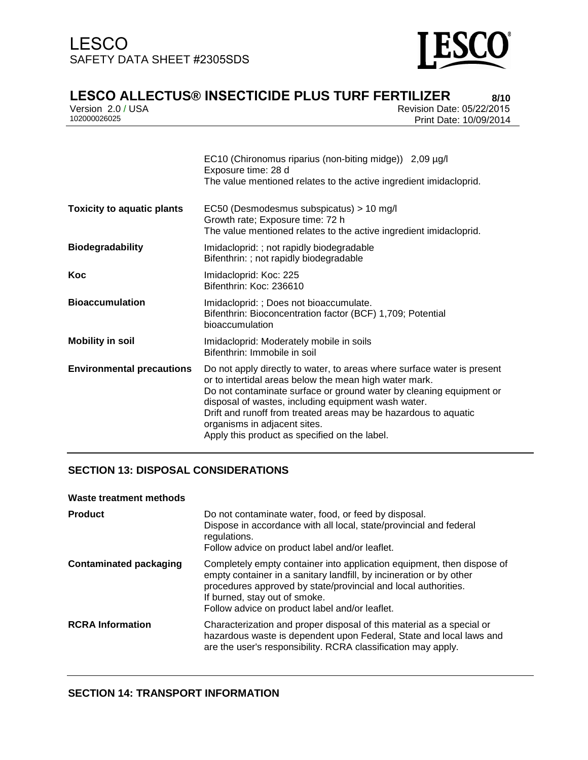| | |
|---|---|
| | EC10 (Chironomus riparius (non-biting midge)) 2,09 µg/l<br>Exposure time: 28 d<br>The value mentioned relates to the active ingredient imidacloprid. |
| **Toxicity to aquatic plants** | EC50 (Desmodesmus subspicatus) > 10 mg/l<br>Growth rate; Exposure time: 72 h<br>The value mentioned relates to the active ingredient imidacloprid. |
| **Biodegradability** | Imidacloprid: ; not rapidly biodegradable<br>Bifenthrin: ; not rapidly biodegradable |
| **Koc** | Imidacloprid: Koc: 225<br>Bifenthrin: Koc: 236610 |
| **Bioaccumulation** | Imidacloprid: ; Does not bioaccumulate.<br>Bifenthrin: Bioconcentration factor (BCF) 1,709; Potential bioaccumulation |
| **Mobility in soil** | Imidacloprid: Moderately mobile in soils<br>Bifenthrin: Immobile in soil |
| **Environmental precautions** | Do not apply directly to water, to areas where surface water is present or to intertidal areas below the mean high water mark.<br>Do not contaminate surface or ground water by cleaning equipment or disposal of wastes, including equipment wash water.<br>Drift and runoff from treated areas may be hazardous to aquatic organisms in adjacent sites.<br>Apply this product as specified on the label. |

## SECTION 13: DISPOSAL CONSIDERATIONS

**Waste treatment methods**

| | |
|---|---|
| **Product** | Do not contaminate water, food, or feed by disposal.<br>Dispose in accordance with all local, state/provincial and federal regulations.<br>Follow advice on product label and/or leaflet. |
| **Contaminated packaging** | Completely empty container into application equipment, then dispose of empty container in a sanitary landfill, by incineration or by other procedures approved by state/provincial and local authorities.<br>If burned, stay out of smoke.<br>Follow advice on product label and/or leaflet. |
| **RCRA Information** | Characterization and proper disposal of this material as a special or hazardous waste is dependent upon Federal, State and local laws and are the user's responsibility. RCRA classification may apply. |

## SECTION 14: TRANSPORT INFORMATION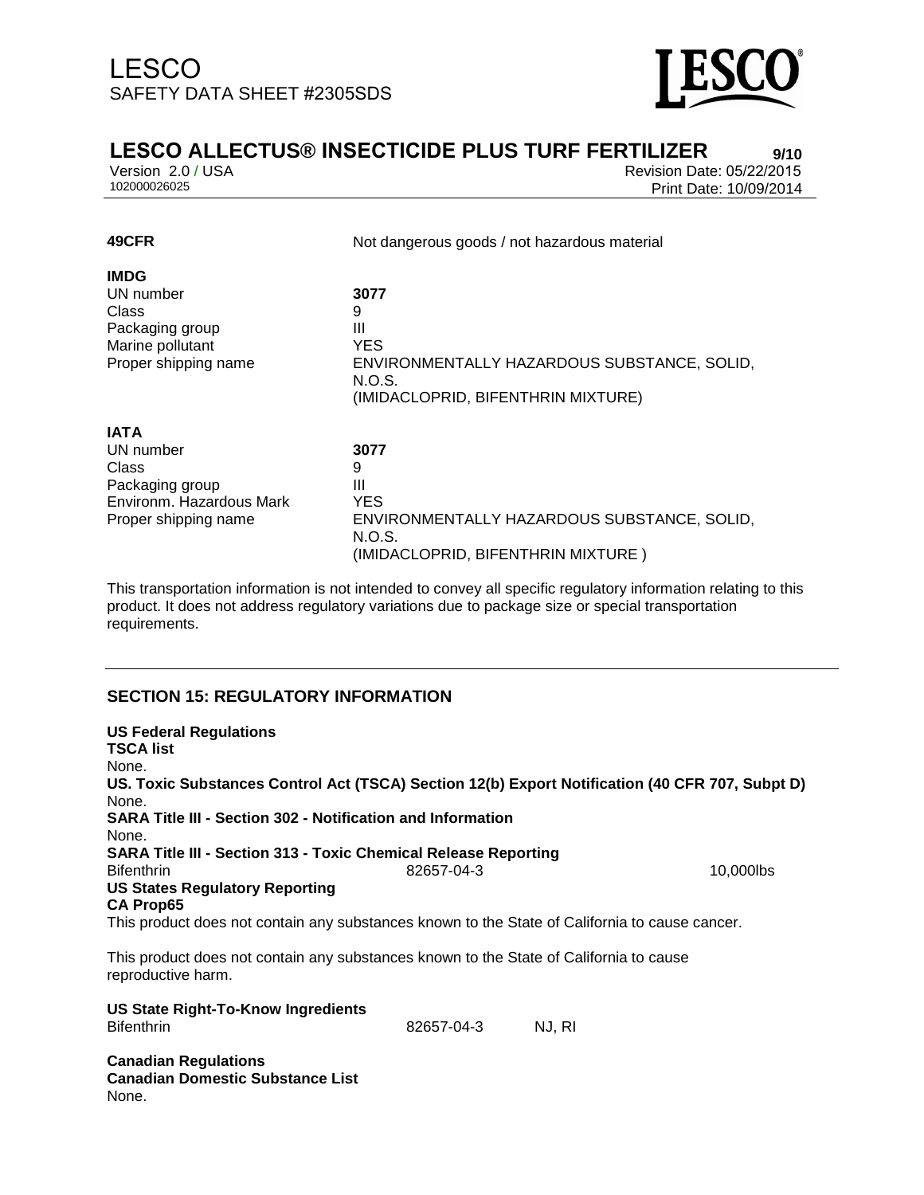**49CFR** Not dangerous goods / not hazardous material

**IMDG**

| | |
|---|---|
| UN number | **3077** |
| Class | 9 |
| Packaging group | III |
| Marine pollutant | YES |
| Proper shipping name | ENVIRONMENTALLY HAZARDOUS SUBSTANCE, SOLID, N.O.S. (IMIDACLOPRID, BIFENTHRIN MIXTURE) |

**IATA**

| | |
|---|---|
| UN number | **3077** |
| Class | 9 |
| Packaging group | III |
| Environm. Hazardous Mark | YES |
| Proper shipping name | ENVIRONMENTALLY HAZARDOUS SUBSTANCE, SOLID, N.O.S. (IMIDACLOPRID, BIFENTHRIN MIXTURE ) |

This transportation information is not intended to convey all specific regulatory information relating to this product. It does not address regulatory variations due to package size or special transportation requirements.

## SECTION 15: REGULATORY INFORMATION

**US Federal Regulations**

**TSCA list**

None.

**US. Toxic Substances Control Act (TSCA) Section 12(b) Export Notification (40 CFR 707, Subpt D)**

None.

**SARA Title III - Section 302 - Notification and Information**

None.

**SARA Title III - Section 313 - Toxic Chemical Release Reporting**

| | | |
|---|---|---|
| Bifenthrin | 82657-04-3 | 10,000lbs |

**US States Regulatory Reporting**

**CA Prop65**

This product does not contain any substances known to the State of California to cause cancer.

This product does not contain any substances known to the State of California to cause reproductive harm.

**US State Right-To-Know Ingredients**

| | | |
|---|---|---|
| Bifenthrin | 82657-04-3 | NJ, RI |

**Canadian Regulations**

**Canadian Domestic Substance List**

None.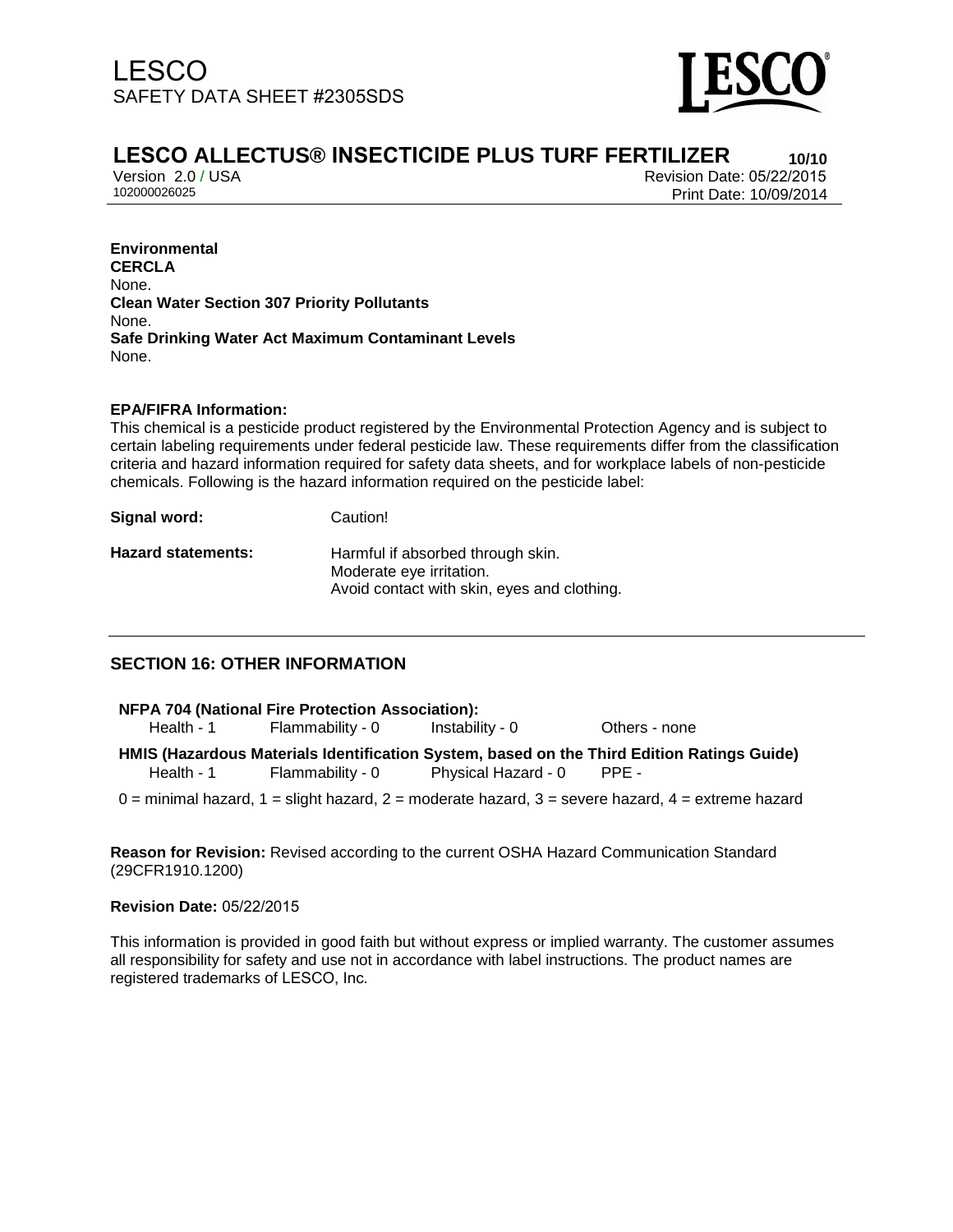**Environmental**

**CERCLA**

None.

**Clean Water Section 307 Priority Pollutants**

None.

**Safe Drinking Water Act Maximum Contaminant Levels**

None.

**EPA/FIFRA Information:**

This chemical is a pesticide product registered by the Environmental Protection Agency and is subject to certain labeling requirements under federal pesticide law. These requirements differ from the classification criteria and hazard information required for safety data sheets, and for workplace labels of non-pesticide chemicals. Following is the hazard information required on the pesticide label:

**Signal word:** Caution!

**Hazard statements:** Harmful if absorbed through skin.
Moderate eye irritation.
Avoid contact with skin, eyes and clothing.

## SECTION 16: OTHER INFORMATION

**NFPA 704 (National Fire Protection Association):**

| | | | |
|---|---|---|---|
| Health - 1 | Flammability - 0 | Instability - 0 | Others - none |

**HMIS (Hazardous Materials Identification System, based on the Third Edition Ratings Guide)**

| | | | |
|---|---|---|---|
| Health - 1 | Flammability - 0 | Physical Hazard - 0 | PPE - |

0 = minimal hazard, 1 = slight hazard, 2 = moderate hazard, 3 = severe hazard, 4 = extreme hazard

**Reason for Revision:** Revised according to the current OSHA Hazard Communication Standard (29CFR1910.1200)

**Revision Date:** 05/22/2015

This information is provided in good faith but without express or implied warranty. The customer assumes all responsibility for safety and use not in accordance with label instructions. The product names are registered trademarks of LESCO, Inc.